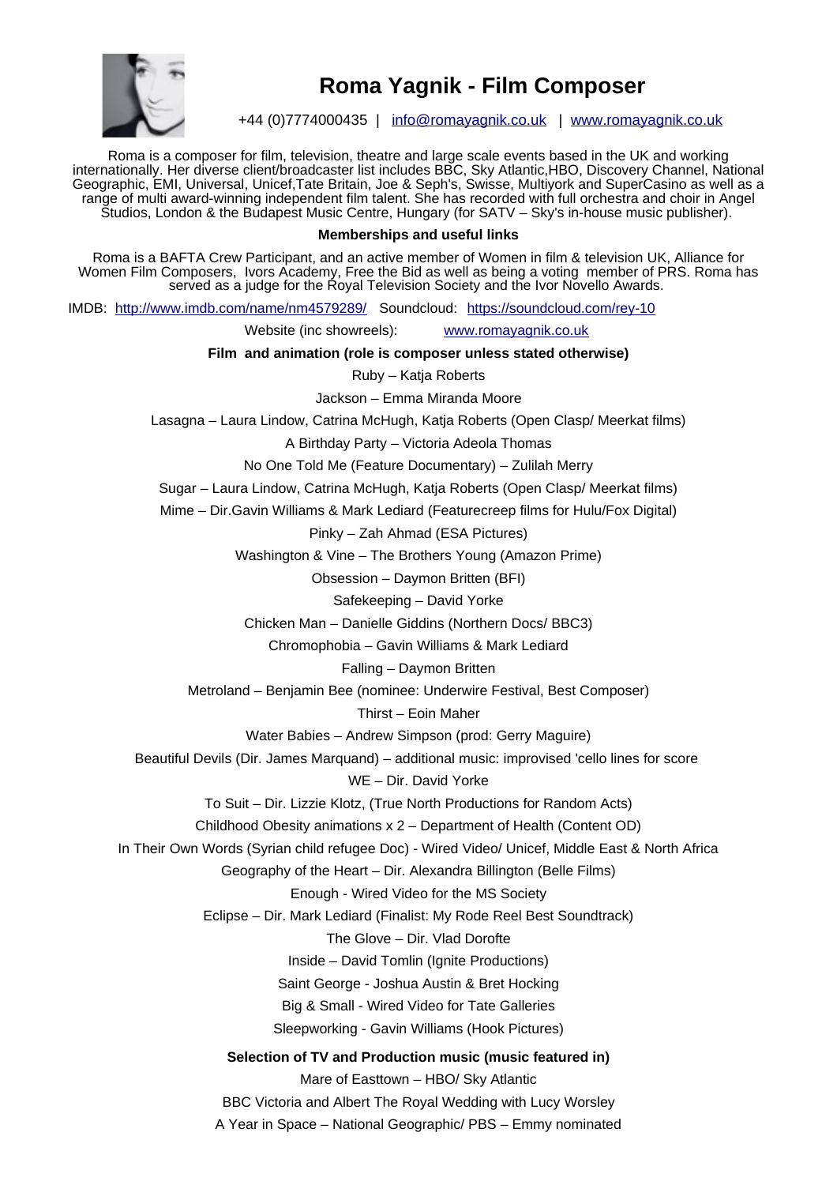# Roma Yagnik - Film Composer

+44 (0)7774000435 | info@romayagnik.co.uk | www.romayagnik.co.uk

Roma is a composer for film, television, theatre and large scale events based in the UK and working internationally. Her diverse client/broadcaster list includes BBC, Sky Atlantic,HBO, Discovery Channel, National Geographic, EMI, Universal, Unicef,Tate Britain, Joe & Seph's, Swisse, Multiyork and SuperCasino as well as a range of multi award-winning independent film talent. She has recorded with full orchestra and choir in Angel Studios, London & the Budapest Music Centre, Hungary (for SATV – Sky's in-house music publisher).

**Memberships and useful links**

Roma is a BAFTA Crew Participant, and an active member of Women in film & television UK, Alliance for Women Film Composers, Ivors Academy, Free the Bid as well as being a voting member of PRS. Roma has served as a judge for the Royal Television Society and the Ivor Novello Awards.

IMDB: http://www.imdb.com/name/nm4579289/ Soundcloud: https://soundcloud.com/rey-10

Website (inc showreels): www.romayagnik.co.uk

**Film and animation (role is composer unless stated otherwise)**

Ruby – Katja Roberts

Jackson – Emma Miranda Moore

Lasagna – Laura Lindow, Catrina McHugh, Katja Roberts (Open Clasp/ Meerkat films)

A Birthday Party – Victoria Adeola Thomas

No One Told Me (Feature Documentary) – Zulilah Merry

Sugar – Laura Lindow, Catrina McHugh, Katja Roberts (Open Clasp/ Meerkat films)

Mime – Dir.Gavin Williams & Mark Lediard (Featurecreep films for Hulu/Fox Digital)

Pinky – Zah Ahmad (ESA Pictures)

Washington & Vine – The Brothers Young (Amazon Prime)

Obsession – Daymon Britten (BFI)

Safekeeping – David Yorke

Chicken Man – Danielle Giddins (Northern Docs/ BBC3)

Chromophobia – Gavin Williams & Mark Lediard

Falling – Daymon Britten

Metroland – Benjamin Bee (nominee: Underwire Festival, Best Composer)

Thirst – Eoin Maher

Water Babies – Andrew Simpson (prod: Gerry Maguire)

Beautiful Devils (Dir. James Marquand) – additional music: improvised 'cello lines for score

WE – Dir. David Yorke

To Suit – Dir. Lizzie Klotz, (True North Productions for Random Acts)

Childhood Obesity animations x 2 – Department of Health (Content OD)

In Their Own Words (Syrian child refugee Doc) - Wired Video/ Unicef, Middle East & North Africa

Geography of the Heart – Dir. Alexandra Billington (Belle Films)

Enough - Wired Video for the MS Society

Eclipse – Dir. Mark Lediard (Finalist: My Rode Reel Best Soundtrack)

The Glove – Dir. Vlad Dorofte

Inside – David Tomlin (Ignite Productions)

Saint George - Joshua Austin & Bret Hocking

Big & Small - Wired Video for Tate Galleries

Sleepworking - Gavin Williams (Hook Pictures)

**Selection of TV and Production music (music featured in)**

Mare of Easttown – HBO/ Sky Atlantic

BBC Victoria and Albert The Royal Wedding with Lucy Worsley

A Year in Space – National Geographic/ PBS – Emmy nominated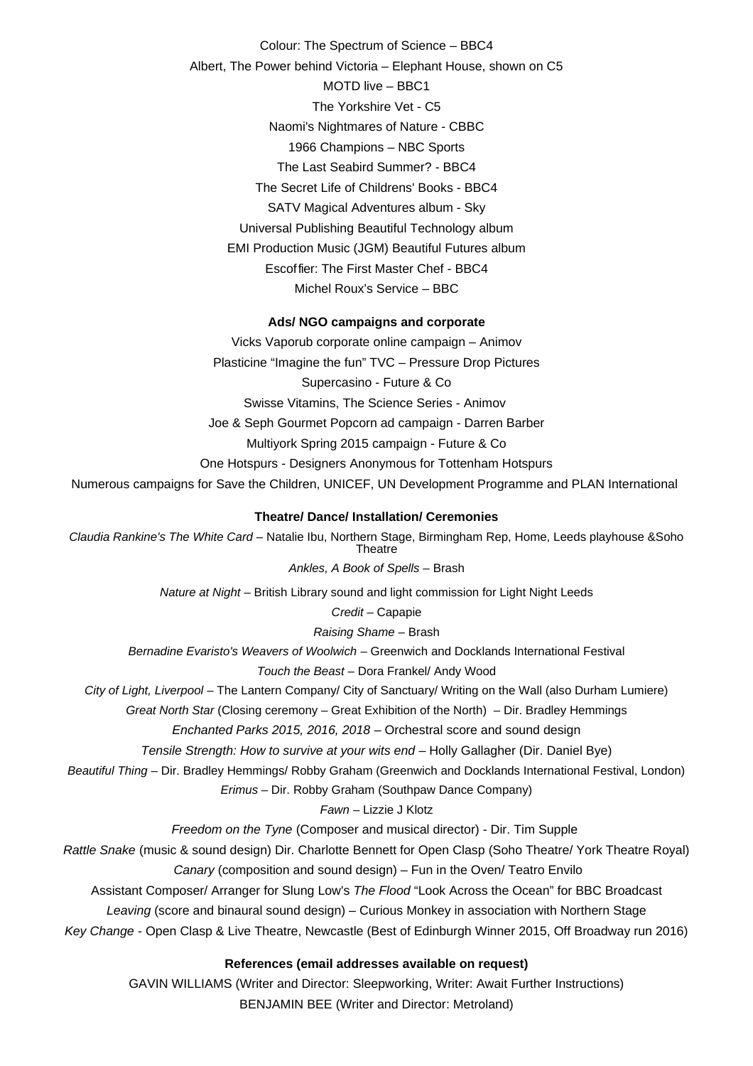Colour: The Spectrum of Science – BBC4

Albert, The Power behind Victoria – Elephant House, shown on C5

MOTD live – BBC1

The Yorkshire Vet - C5

Naomi's Nightmares of Nature - CBBC

1966 Champions – NBC Sports

The Last Seabird Summer? - BBC4

The Secret Life of Childrens' Books - BBC4

SATV Magical Adventures album - Sky

Universal Publishing Beautiful Technology album

EMI Production Music (JGM) Beautiful Futures album

Escoffier: The First Master Chef - BBC4

Michel Roux's Service – BBC

**Ads/ NGO campaigns and corporate**

Vicks Vaporub corporate online campaign – Animov

Plasticine "Imagine the fun" TVC – Pressure Drop Pictures

Supercasino - Future & Co

Swisse Vitamins, The Science Series - Animov

Joe & Seph Gourmet Popcorn ad campaign - Darren Barber

Multiyork Spring 2015 campaign - Future & Co

One Hotspurs - Designers Anonymous for Tottenham Hotspurs

Numerous campaigns for Save the Children, UNICEF, UN Development Programme and PLAN International

**Theatre/ Dance/ Installation/ Ceremonies**

*Claudia Rankine's The White Card* – Natalie Ibu, Northern Stage, Birmingham Rep, Home, Leeds playhouse &Soho Theatre

*Ankles, A Book of Spells* – Brash

*Nature at Night* – British Library sound and light commission for Light Night Leeds

*Credit* – Capapie

*Raising Shame* – Brash

*Bernadine Evaristo's Weavers of Woolwich* – Greenwich and Docklands International Festival

*Touch the Beast* – Dora Frankel/ Andy Wood

*City of Light, Liverpool* – The Lantern Company/ City of Sanctuary/ Writing on the Wall (also Durham Lumiere)

*Great North Star* (Closing ceremony – Great Exhibition of the North) – Dir. Bradley Hemmings

*Enchanted Parks 2015, 2016, 2018* – Orchestral score and sound design

*Tensile Strength: How to survive at your wits end* – Holly Gallagher (Dir. Daniel Bye)

*Beautiful Thing* – Dir. Bradley Hemmings/ Robby Graham (Greenwich and Docklands International Festival, London)

*Erimus* – Dir. Robby Graham (Southpaw Dance Company)

*Fawn* – Lizzie J Klotz

*Freedom on the Tyne* (Composer and musical director) - Dir. Tim Supple

*Rattle Snake* (music & sound design) Dir. Charlotte Bennett for Open Clasp (Soho Theatre/ York Theatre Royal)

*Canary* (composition and sound design) – Fun in the Oven/ Teatro Envilo

Assistant Composer/ Arranger for Slung Low's *The Flood* "Look Across the Ocean" for BBC Broadcast

*Leaving* (score and binaural sound design) – Curious Monkey in association with Northern Stage

*Key Change* - Open Clasp & Live Theatre, Newcastle (Best of Edinburgh Winner 2015, Off Broadway run 2016)

**References (email addresses available on request)**

GAVIN WILLIAMS (Writer and Director: Sleepworking, Writer: Await Further Instructions)

BENJAMIN BEE (Writer and Director: Metroland)